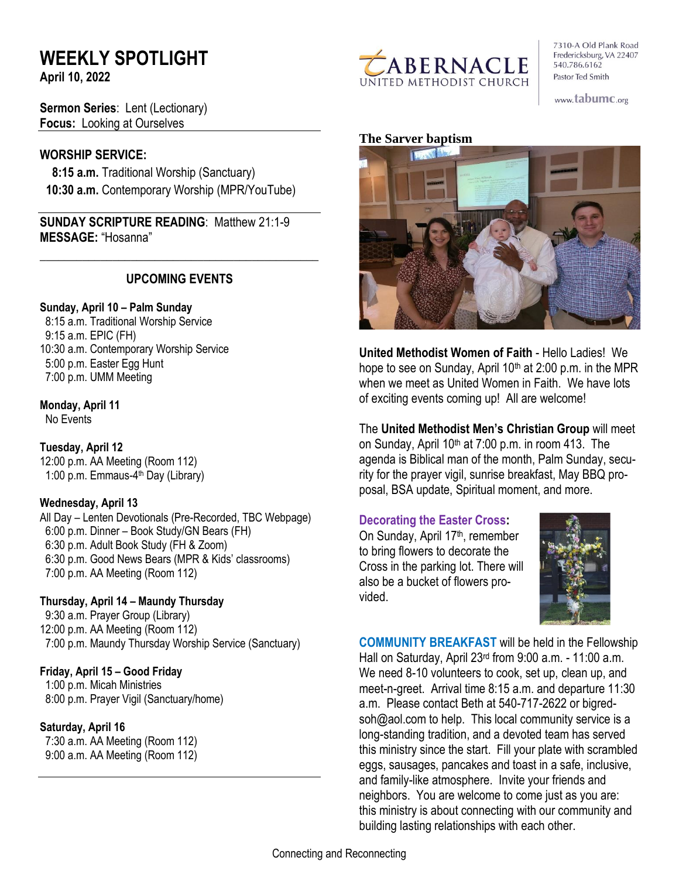# WEEKLY SPOTLIGHT

**April 10, 2022**

TABERNACLE UNITED METHODIST CHURCH

7310-A Old Plank Road
Fredericksburg, VA 22407
540.786.6162
Pastor Ted Smith

www.tabumc.org

**Sermon Series**: Lent (Lectionary)
**Focus:** Looking at Ourselves

## WORSHIP SERVICE:

**8:15 a.m.** Traditional Worship (Sanctuary)
**10:30 a.m.** Contemporary Worship (MPR/YouTube)

**SUNDAY SCRIPTURE READING**: Matthew 21:1-9
**MESSAGE:** "Hosanna"

## UPCOMING EVENTS

**Sunday, April 10 – Palm Sunday**
8:15 a.m. Traditional Worship Service
9:15 a.m. EPIC (FH)
10:30 a.m. Contemporary Worship Service
5:00 p.m. Easter Egg Hunt
7:00 p.m. UMM Meeting

**Monday, April 11**
No Events

**Tuesday, April 12**
12:00 p.m. AA Meeting (Room 112)
1:00 p.m. Emmaus-4th Day (Library)

**Wednesday, April 13**
All Day – Lenten Devotionals (Pre-Recorded, TBC Webpage)
6:00 p.m. Dinner – Book Study/GN Bears (FH)
6:30 p.m. Adult Book Study (FH & Zoom)
6:30 p.m. Good News Bears (MPR & Kids' classrooms)
7:00 p.m. AA Meeting (Room 112)

**Thursday, April 14 – Maundy Thursday**
9:30 a.m. Prayer Group (Library)
12:00 p.m. AA Meeting (Room 112)
7:00 p.m. Maundy Thursday Worship Service (Sanctuary)

**Friday, April 15 – Good Friday**
1:00 p.m. Micah Ministries
8:00 p.m. Prayer Vigil (Sanctuary/home)

**Saturday, April 16**
7:30 a.m. AA Meeting (Room 112)
9:00 a.m. AA Meeting (Room 112)

**The Sarver baptism**

**United Methodist Women of Faith** - Hello Ladies! We hope to see on Sunday, April 10th at 2:00 p.m. in the MPR when we meet as United Women in Faith. We have lots of exciting events coming up! All are welcome!

The **United Methodist Men's Christian Group** will meet on Sunday, April 10th at 7:00 p.m. in room 413. The agenda is Biblical man of the month, Palm Sunday, security for the prayer vigil, sunrise breakfast, May BBQ proposal, BSA update, Spiritual moment, and more.

**Decorating the Easter Cross:**
On Sunday, April 17th, remember to bring flowers to decorate the Cross in the parking lot. There will also be a bucket of flowers provided.

**COMMUNITY BREAKFAST** will be held in the Fellowship Hall on Saturday, April 23rd from 9:00 a.m. - 11:00 a.m. We need 8-10 volunteers to cook, set up, clean up, and meet-n-greet. Arrival time 8:15 a.m. and departure 11:30 a.m. Please contact Beth at 540-717-2622 or bigredsoh@aol.com to help. This local community service is a long-standing tradition, and a devoted team has served this ministry since the start. Fill your plate with scrambled eggs, sausages, pancakes and toast in a safe, inclusive, and family-like atmosphere. Invite your friends and neighbors. You are welcome to come just as you are: this ministry is about connecting with our community and building lasting relationships with each other.

Connecting and Reconnecting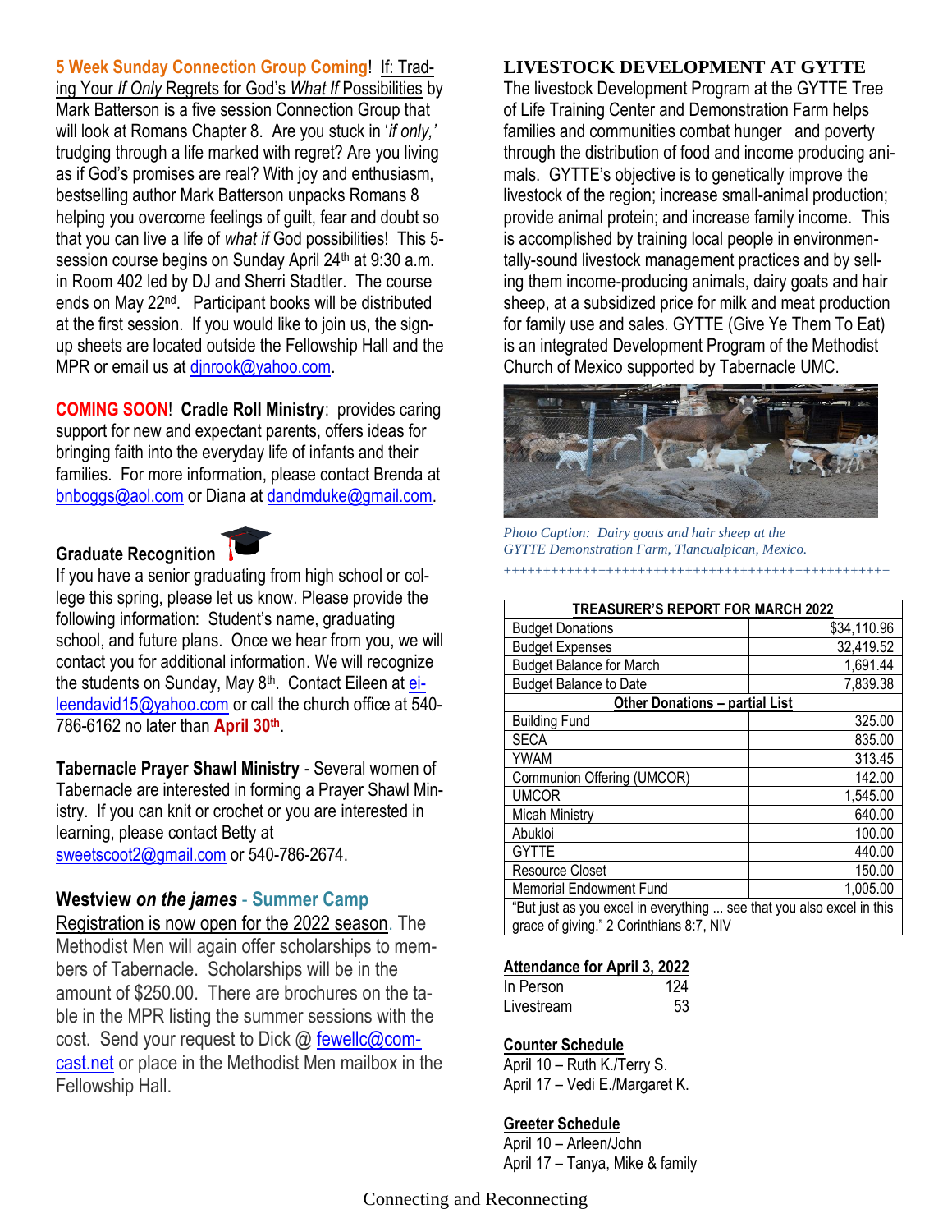**5 Week Sunday Connection Group Coming**! If: Trading Your *If Only* Regrets for God's *What If* Possibilities by Mark Batterson is a five session Connection Group that will look at Romans Chapter 8. Are you stuck in '*if only,'* trudging through a life marked with regret? Are you living as if God's promises are real? With joy and enthusiasm, bestselling author Mark Batterson unpacks Romans 8 helping you overcome feelings of guilt, fear and doubt so that you can live a life of *what if* God possibilities! This 5-session course begins on Sunday April 24th at 9:30 a.m. in Room 402 led by DJ and Sherri Stadtler. The course ends on May 22nd. Participant books will be distributed at the first session. If you would like to join us, the sign-up sheets are located outside the Fellowship Hall and the MPR or email us at djnrook@yahoo.com.

**COMING SOON**! **Cradle Roll Ministry**: provides caring support for new and expectant parents, offers ideas for bringing faith into the everyday life of infants and their families. For more information, please contact Brenda at bnboggs@aol.com or Diana at dandmduke@gmail.com.

**Graduate Recognition**

If you have a senior graduating from high school or college this spring, please let us know. Please provide the following information: Student's name, graduating school, and future plans. Once we hear from you, we will contact you for additional information. We will recognize the students on Sunday, May 8th. Contact Eileen at eileendavid15@yahoo.com or call the church office at 540-786-6162 no later than **April 30th**.

**Tabernacle Prayer Shawl Ministry** - Several women of Tabernacle are interested in forming a Prayer Shawl Ministry. If you can knit or crochet or you are interested in learning, please contact Betty at sweetscoot2@gmail.com or 540-786-2674.

**Westview *on the james*** - **Summer Camp**

Registration is now open for the 2022 season. The Methodist Men will again offer scholarships to members of Tabernacle. Scholarships will be in the amount of $250.00. There are brochures on the table in the MPR listing the summer sessions with the cost. Send your request to Dick @ fewellc@comcast.net or place in the Methodist Men mailbox in the Fellowship Hall.

## LIVESTOCK DEVELOPMENT AT GYTTE

The livestock Development Program at the GYTTE Tree of Life Training Center and Demonstration Farm helps families and communities combat hunger and poverty through the distribution of food and income producing animals. GYTTE's objective is to genetically improve the livestock of the region; increase small-animal production; provide animal protein; and increase family income. This is accomplished by training local people in environmentally-sound livestock management practices and by selling them income-producing animals, dairy goats and hair sheep, at a subsidized price for milk and meat production for family use and sales. GYTTE (Give Ye Them To Eat) is an integrated Development Program of the Methodist Church of Mexico supported by Tabernacle UMC.

*Photo Caption: Dairy goats and hair sheep at the GYTTE Demonstration Farm, Tlancualpican, Mexico.*

++++++++++++++++++++++++++++++++++++++++++++++++

| TREASURER'S REPORT FOR MARCH 2022 | |
|---|---|
| Budget Donations | $34,110.96 |
| Budget Expenses | 32,419.52 |
| Budget Balance for March | 1,691.44 |
| Budget Balance to Date | 7,839.38 |
| **Other Donations – partial List** | |
| Building Fund | 325.00 |
| SECA | 835.00 |
| YWAM | 313.45 |
| Communion Offering (UMCOR) | 142.00 |
| UMCOR | 1,545.00 |
| Micah Ministry | 640.00 |
| Abukloi | 100.00 |
| GYTTE | 440.00 |
| Resource Closet | 150.00 |
| Memorial Endowment Fund | 1,005.00 |
| "But just as you excel in everything ... see that you also excel in this grace of giving." 2 Corinthians 8:7, NIV | |

**Attendance for April 3, 2022**

| | |
|---|---|
| In Person | 124 |
| Livestream | 53 |

**Counter Schedule**

April 10 – Ruth K./Terry S.
April 17 – Vedi E./Margaret K.

**Greeter Schedule**

April 10 – Arleen/John
April 17 – Tanya, Mike & family